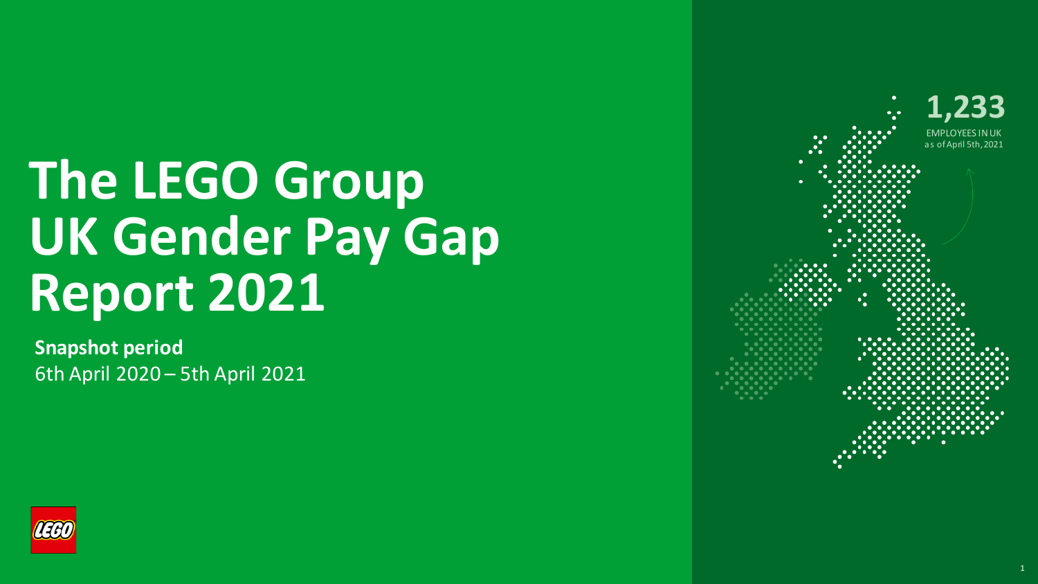# The LEGO Group UK Gender Pay Gap Report 2021

**Snapshot period**

6th April 2020 – 5th April 2021

**1,233**

EMPLOYEES IN UK

as of April 5th, 2021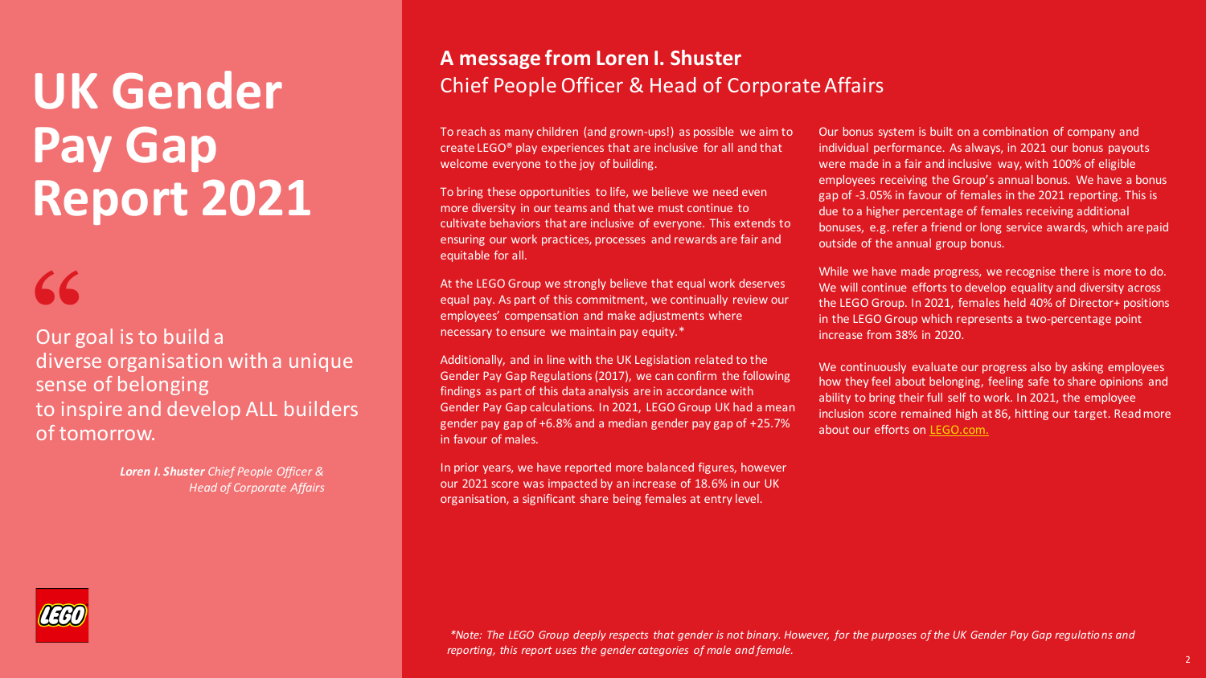# UK Gender Pay Gap Report 2021

> "Our goal is to build a diverse organisation with a unique sense of belonging to inspire and develop ALL builders of tomorrow.
>
> ***Loren I. Shuster** Chief People Officer & Head of Corporate Affairs*

## A message from Loren I. Shuster
### Chief People Officer & Head of Corporate Affairs

To reach as many children (and grown-ups!) as possible we aim to create LEGO® play experiences that are inclusive for all and that welcome everyone to the joy of building.

To bring these opportunities to life, we believe we need even more diversity in our teams and that we must continue to cultivate behaviors that are inclusive of everyone. This extends to ensuring our work practices, processes and rewards are fair and equitable for all.

At the LEGO Group we strongly believe that equal work deserves equal pay. As part of this commitment, we continually review our employees' compensation and make adjustments where necessary to ensure we maintain pay equity.*

Additionally, and in line with the UK Legislation related to the Gender Pay Gap Regulations (2017), we can confirm the following findings as part of this data analysis are in accordance with Gender Pay Gap calculations. In 2021, LEGO Group UK had a mean gender pay gap of +6.8% and a median gender pay gap of +25.7% in favour of males.

In prior years, we have reported more balanced figures, however our 2021 score was impacted by an increase of 18.6% in our UK organisation, a significant share being females at entry level.

Our bonus system is built on a combination of company and individual performance. As always, in 2021 our bonus payouts were made in a fair and inclusive way, with 100% of eligible employees receiving the Group's annual bonus. We have a bonus gap of -3.05% in favour of females in the 2021 reporting. This is due to a higher percentage of females receiving additional bonuses, e.g. refer a friend or long service awards, which are paid outside of the annual group bonus.

While we have made progress, we recognise there is more to do. We will continue efforts to develop equality and diversity across the LEGO Group. In 2021, females held 40% of Director+ positions in the LEGO Group which represents a two-percentage point increase from 38% in 2020.

We continuously evaluate our progress also by asking employees how they feel about belonging, feeling safe to share opinions and ability to bring their full self to work. In 2021, the employee inclusion score remained high at 86, hitting our target. Read more about our efforts on LEGO.com.

*\*Note: The LEGO Group deeply respects that gender is not binary. However, for the purposes of the UK Gender Pay Gap regulations and reporting, this report uses the gender categories of male and female.*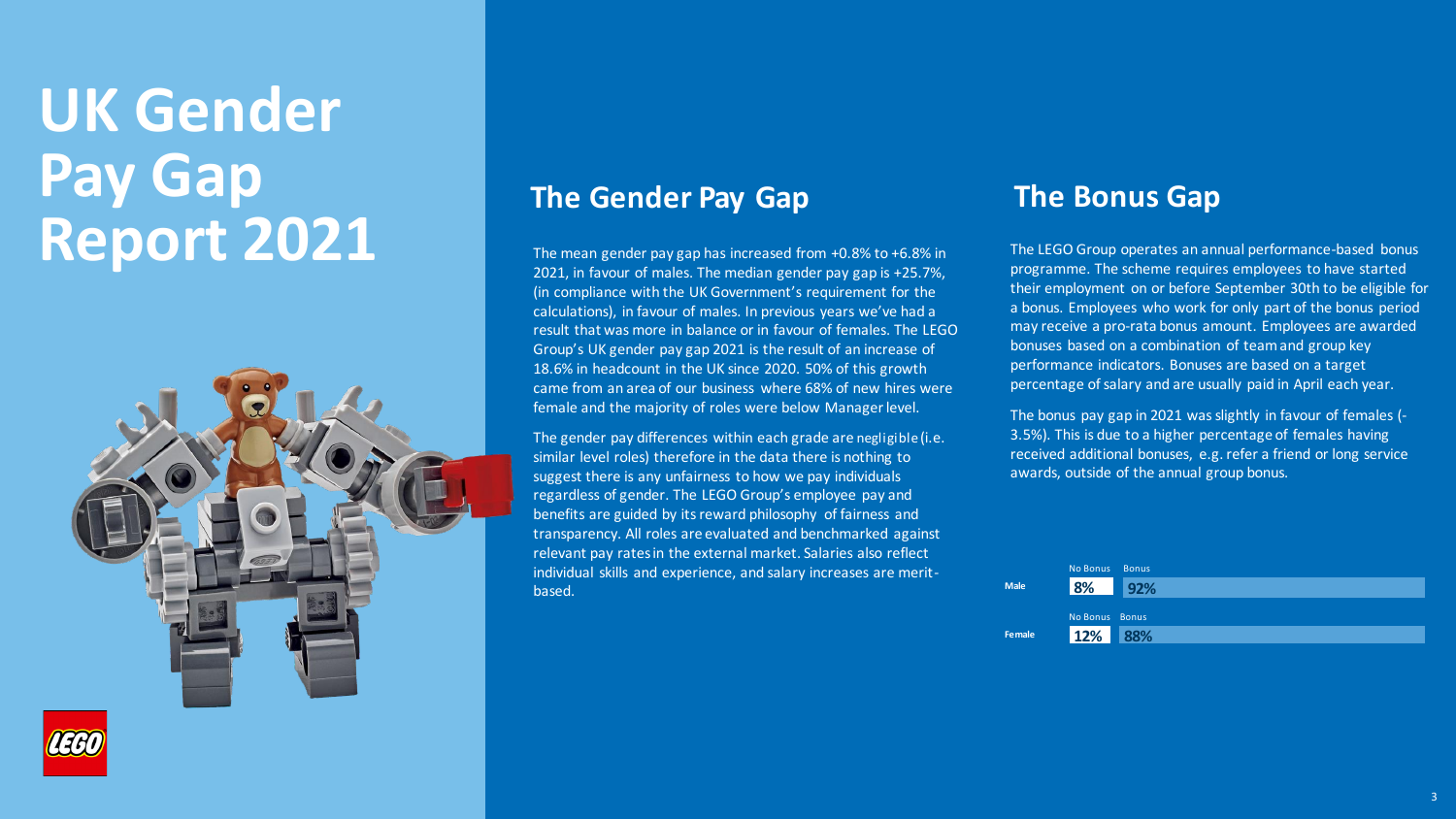# UK Gender Pay Gap Report 2021

## The Gender Pay Gap

The mean gender pay gap has increased from +0.8% to +6.8% in 2021, in favour of males. The median gender pay gap is +25.7%, (in compliance with the UK Government's requirement for the calculations), in favour of males. In previous years we've had a result that was more in balance or in favour of females. The LEGO Group's UK gender pay gap 2021 is the result of an increase of 18.6% in headcount in the UK since 2020. 50% of this growth came from an area of our business where 68% of new hires were female and the majority of roles were below Manager level.

The gender pay differences within each grade are negligible (i.e. similar level roles) therefore in the data there is nothing to suggest there is any unfairness to how we pay individuals regardless of gender. The LEGO Group's employee pay and benefits are guided by its reward philosophy of fairness and transparency. All roles are evaluated and benchmarked against relevant pay rates in the external market. Salaries also reflect individual skills and experience, and salary increases are merit-based.

## The Bonus Gap

The LEGO Group operates an annual performance-based bonus programme. The scheme requires employees to have started their employment on or before September 30th to be eligible for a bonus. Employees who work for only part of the bonus period may receive a pro-rata bonus amount. Employees are awarded bonuses based on a combination of team and group key performance indicators. Bonuses are based on a target percentage of salary and are usually paid in April each year.

The bonus pay gap in 2021 was slightly in favour of females (-3.5%). This is due to a higher percentage of females having received additional bonuses, e.g. refer a friend or long service awards, outside of the annual group bonus.

| | No Bonus | Bonus |
|---|---|---|
| Male | 8% | 92% |
| Female | 12% | 88% |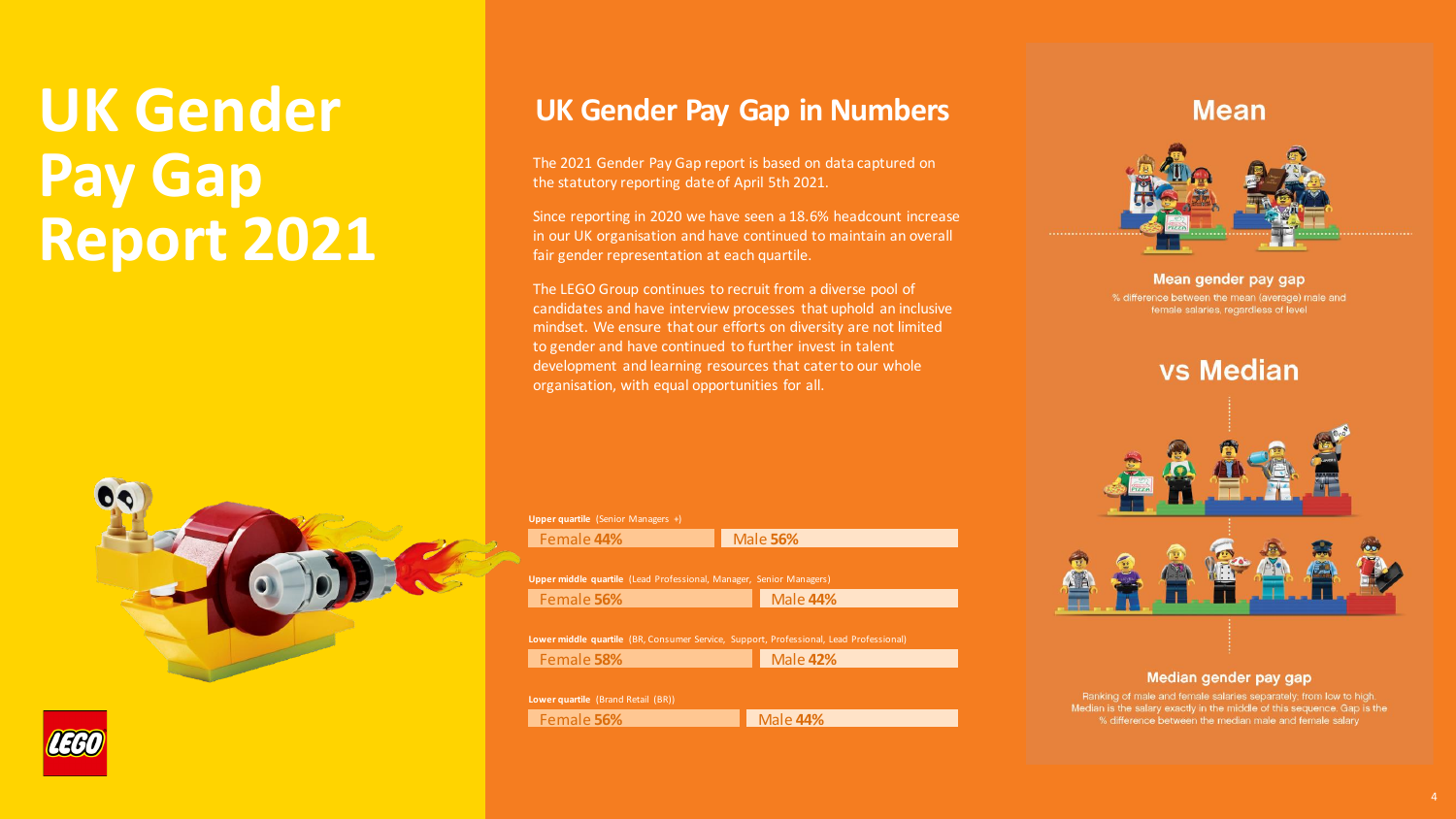# UK Gender Pay Gap Report 2021

## UK Gender Pay Gap in Numbers

The 2021 Gender Pay Gap report is based on data captured on the statutory reporting date of April 5th 2021.

Since reporting in 2020 we have seen a 18.6% headcount increase in our UK organisation and have continued to maintain an overall fair gender representation at each quartile.

The LEGO Group continues to recruit from a diverse pool of candidates and have interview processes that uphold an inclusive mindset. We ensure that our efforts on diversity are not limited to gender and have continued to further invest in talent development and learning resources that cater to our whole organisation, with equal opportunities for all.

**Upper quartile** (Senior Managers +)

Female **44%**
Male **56%**

**Upper middle quartile** (Lead Professional, Manager, Senior Managers)

Female **56%**
Male **44%**

**Lower middle quartile** (BR, Consumer Service, Support, Professional, Lead Professional)

Female **58%**
Male **42%**

**Lower quartile** (Brand Retail (BR))

Female **56%**
Male **44%**

## Mean

**Mean gender pay gap**

% difference between the mean (average) male and female salaries, regardless of level.

## vs Median

**Median gender pay gap**

Ranking of male and female salaries separately, from low to high. Median is the salary exactly in the middle of this sequence. Gap is the % difference between the median male and female salary.